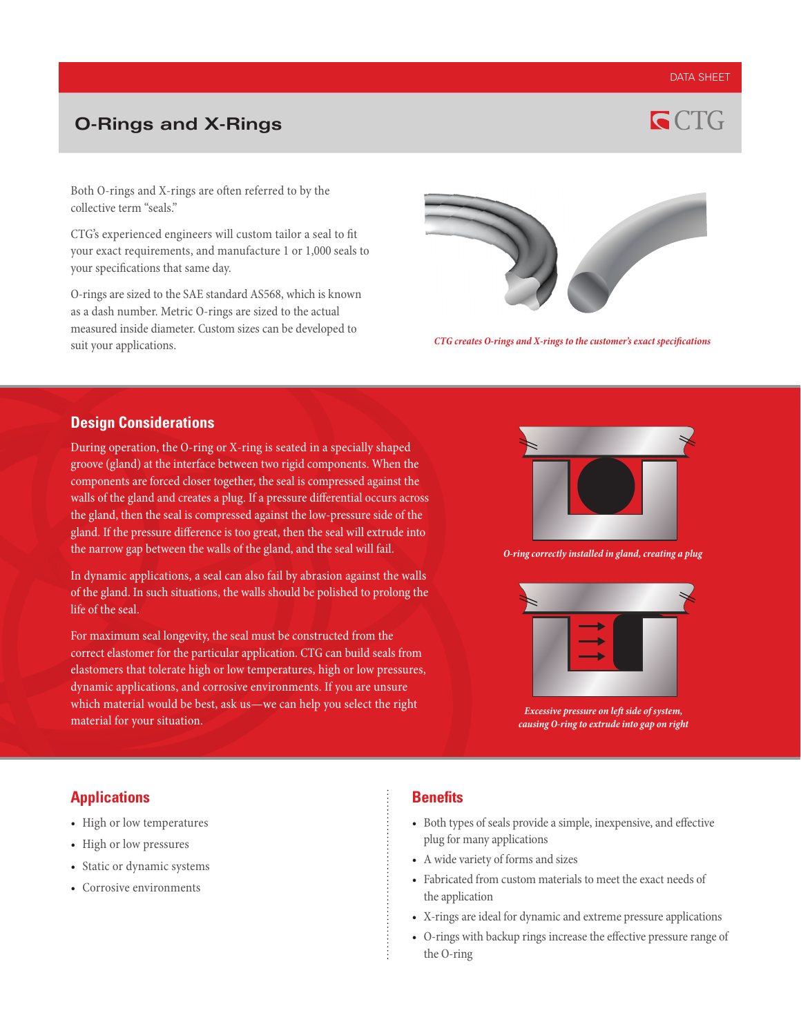DATA SHEET

# O-Rings and X-Rings

Both O-rings and X-rings are often referred to by the collective term "seals."

CTG's experienced engineers will custom tailor a seal to fit your exact requirements, and manufacture 1 or 1,000 seals to your specifications that same day.

O-rings are sized to the SAE standard AS568, which is known as a dash number. Metric O-rings are sized to the actual measured inside diameter. Custom sizes can be developed to suit your applications.

*CTG creates O-rings and X-rings to the customer's exact specifications*

## Design Considerations

During operation, the O-ring or X-ring is seated in a specially shaped groove (gland) at the interface between two rigid components. When the components are forced closer together, the seal is compressed against the walls of the gland and creates a plug. If a pressure differential occurs across the gland, then the seal is compressed against the low-pressure side of the gland. If the pressure difference is too great, then the seal will extrude into the narrow gap between the walls of the gland, and the seal will fail.

In dynamic applications, a seal can also fail by abrasion against the walls of the gland. In such situations, the walls should be polished to prolong the life of the seal.

For maximum seal longevity, the seal must be constructed from the correct elastomer for the particular application. CTG can build seals from elastomers that tolerate high or low temperatures, high or low pressures, dynamic applications, and corrosive environments. If you are unsure which material would be best, ask us—we can help you select the right material for your situation.

*O-ring correctly installed in gland, creating a plug*

*Excessive pressure on left side of system, causing O-ring to extrude into gap on right*

## Applications

- High or low temperatures
- High or low pressures
- Static or dynamic systems
- Corrosive environments

## Benefits

- Both types of seals provide a simple, inexpensive, and effective plug for many applications
- A wide variety of forms and sizes
- Fabricated from custom materials to meet the exact needs of the application
- X-rings are ideal for dynamic and extreme pressure applications
- O-rings with backup rings increase the effective pressure range of the O-ring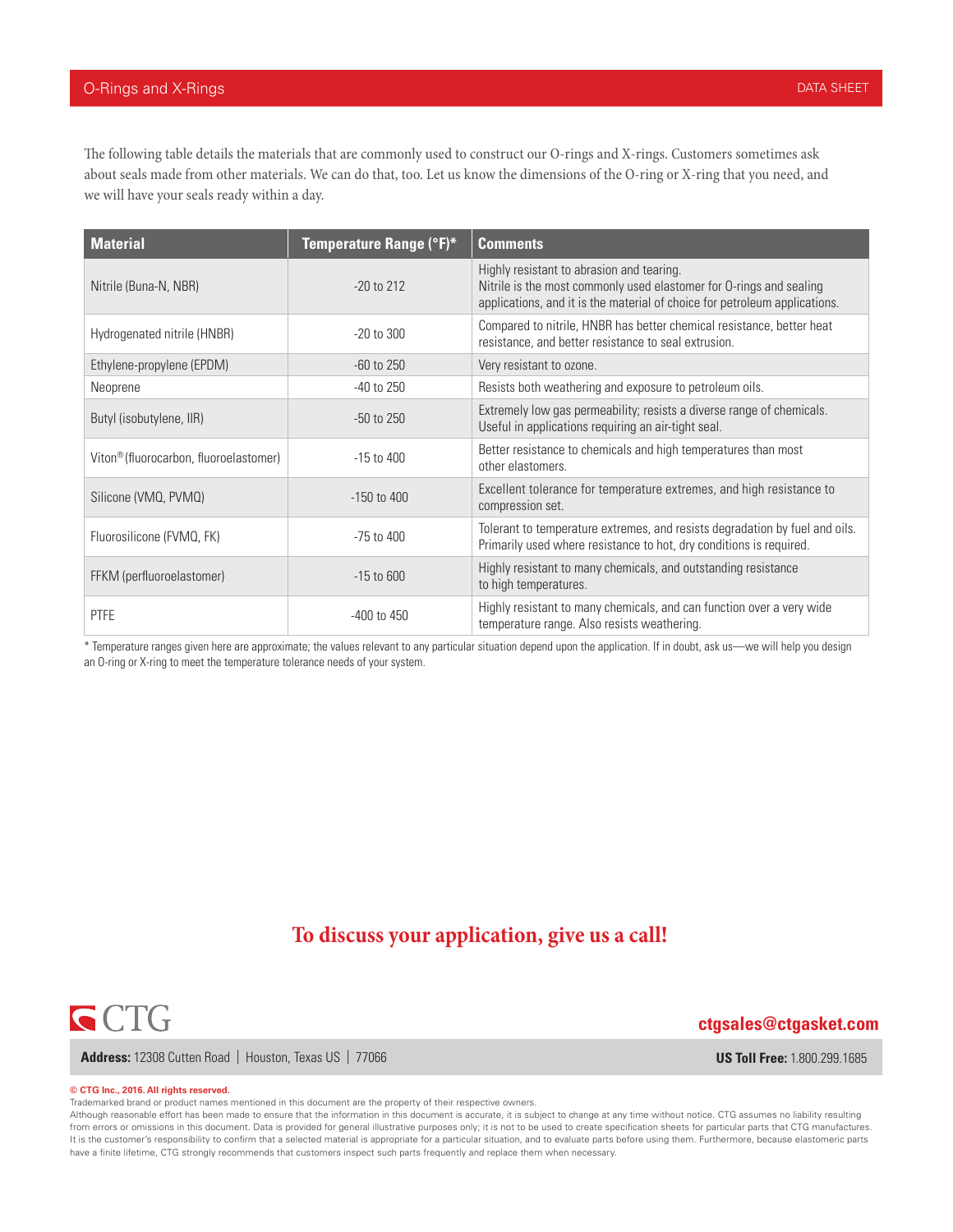The following table details the materials that are commonly used to construct our O-rings and X-rings. Customers sometimes ask about seals made from other materials. We can do that, too. Let us know the dimensions of the O-ring or X-ring that you need, and we will have your seals ready within a day.

| Material | Temperature Range (°F)* | Comments |
|---|---|---|
| Nitrile (Buna-N, NBR) | -20 to 212 | Highly resistant to abrasion and tearing. Nitrile is the most commonly used elastomer for O-rings and sealing applications, and it is the material of choice for petroleum applications. |
| Hydrogenated nitrile (HNBR) | -20 to 300 | Compared to nitrile, HNBR has better chemical resistance, better heat resistance, and better resistance to seal extrusion. |
| Ethylene-propylene (EPDM) | -60 to 250 | Very resistant to ozone. |
| Neoprene | -40 to 250 | Resists both weathering and exposure to petroleum oils. |
| Butyl (isobutylene, IIR) | -50 to 250 | Extremely low gas permeability; resists a diverse range of chemicals. Useful in applications requiring an air-tight seal. |
| Viton® (fluorocarbon, fluoroelastomer) | -15 to 400 | Better resistance to chemicals and high temperatures than most other elastomers. |
| Silicone (VMQ, PVMQ) | -150 to 400 | Excellent tolerance for temperature extremes, and high resistance to compression set. |
| Fluorosilicone (FVMQ, FK) | -75 to 400 | Tolerant to temperature extremes, and resists degradation by fuel and oils. Primarily used where resistance to hot, dry conditions is required. |
| FFKM (perfluoroelastomer) | -15 to 600 | Highly resistant to many chemicals, and outstanding resistance to high temperatures. |
| PTFE | -400 to 450 | Highly resistant to many chemicals, and can function over a very wide temperature range. Also resists weathering. |

* Temperature ranges given here are approximate; the values relevant to any particular situation depend upon the application. If in doubt, ask us—we will help you design an O-ring or X-ring to meet the temperature tolerance needs of your system.

## To discuss your application, give us a call!

CTG

**ctgsales@ctgasket.com**

**Address:** 12308 Cutten Road | Houston, Texas US | 77066

**US Toll Free:** 1.800.299.1685

**© CTG Inc., 2016. All rights reserved.**

Trademarked brand or product names mentioned in this document are the property of their respective owners.

Although reasonable effort has been made to ensure that the information in this document is accurate, it is subject to change at any time without notice. CTG assumes no liability resulting from errors or omissions in this document. Data is provided for general illustrative purposes only; it is not to be used to create specification sheets for particular parts that CTG manufactures. It is the customer's responsibility to confirm that a selected material is appropriate for a particular situation, and to evaluate parts before using them. Furthermore, because elastomeric parts have a finite lifetime, CTG strongly recommends that customers inspect such parts frequently and replace them when necessary.